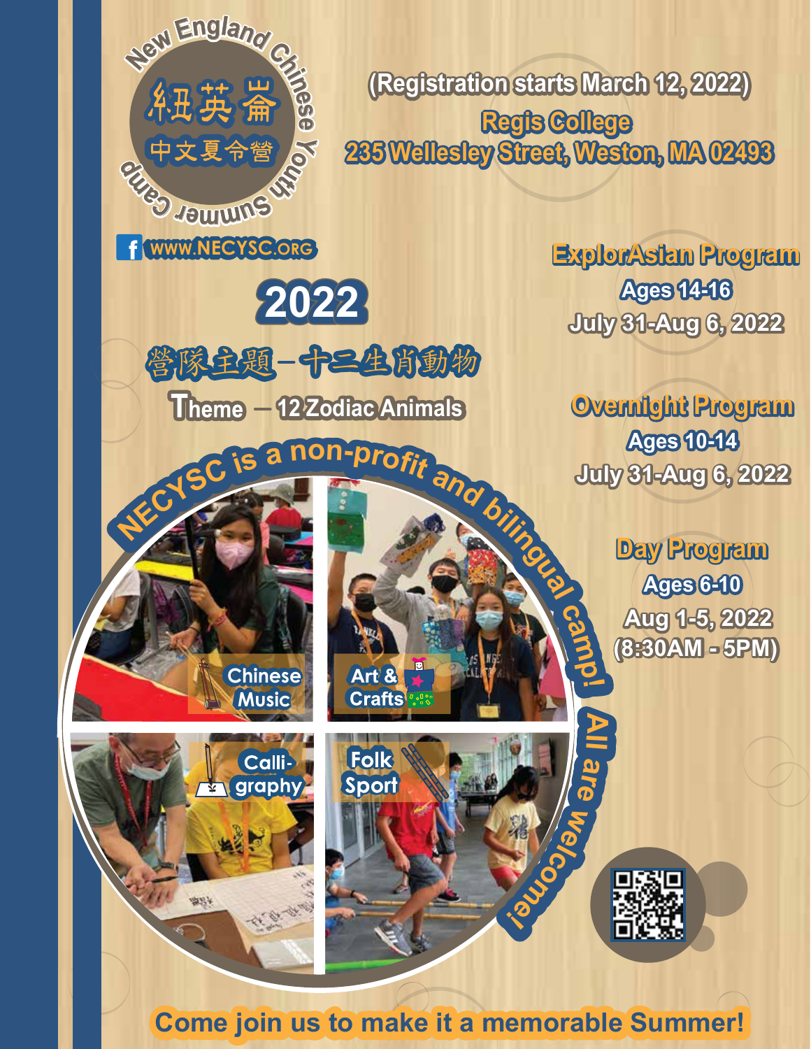# New England Chinese Youth Summer Camp

紐英崙 中文夏令營

f WWW.NECYSC.ORG

(Registration starts March 12, 2022)

**Regis College**
**235 Wellesley Street, Weston, MA 02493**

# 2022

## 營隊主題－十二生肖動物

## Theme — 12 Zodiac Animals

### ExplorAsian Program
Ages 14-16
July 31-Aug 6, 2022

### Overnight Program
Ages 10-14
July 31-Aug 6, 2022

### Day Program
Ages 6-10
Aug 1-5, 2022
(8:30AM - 5PM)

NECYSC is a non-profit and bilingual camp! All are welcome!

Chinese Music

Art & Crafts

Calli-graphy

Folk Sport

**Come join us to make it a memorable Summer!**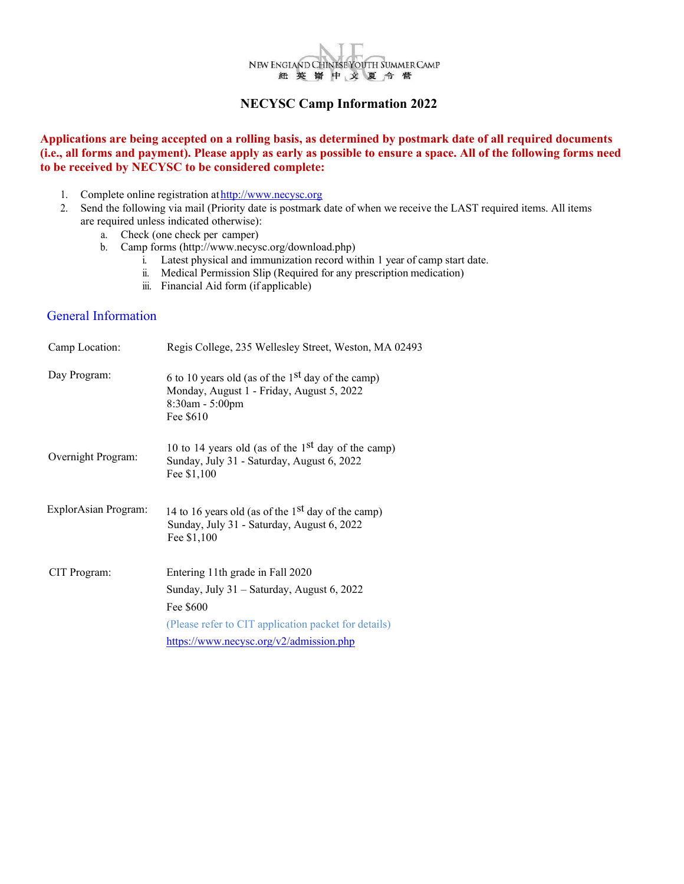NEW ENGLAND CHINESE YOUTH SUMMER CAMP
紐英崙中文夏令營

# NECYSC Camp Information 2022

**Applications are being accepted on a rolling basis, as determined by postmark date of all required documents (i.e., all forms and payment). Please apply as early as possible to ensure a space. All of the following forms need to be received by NECYSC to be considered complete:**

1. Complete online registration at http://www.necysc.org
2. Send the following via mail (Priority date is postmark date of when we receive the LAST required items. All items are required unless indicated otherwise):
   a. Check (one check per camper)
   b. Camp forms (http://www.necysc.org/download.php)
      i. Latest physical and immunization record within 1 year of camp start date.
      ii. Medical Permission Slip (Required for any prescription medication)
      iii. Financial Aid form (if applicable)

## General Information

| | |
|---|---|
| Camp Location: | Regis College, 235 Wellesley Street, Weston, MA 02493 |
| Day Program: | 6 to 10 years old (as of the 1st day of the camp)<br>Monday, August 1 - Friday, August 5, 2022<br>8:30am - 5:00pm<br>Fee $610 |
| Overnight Program: | 10 to 14 years old (as of the 1st day of the camp)<br>Sunday, July 31 - Saturday, August 6, 2022<br>Fee $1,100 |
| ExplorAsian Program: | 14 to 16 years old (as of the 1st day of the camp)<br>Sunday, July 31 - Saturday, August 6, 2022<br>Fee $1,100 |
| CIT Program: | Entering 11th grade in Fall 2020<br>Sunday, July 31 – Saturday, August 6, 2022<br>Fee $600<br>(Please refer to CIT application packet for details)<br>https://www.necysc.org/v2/admission.php |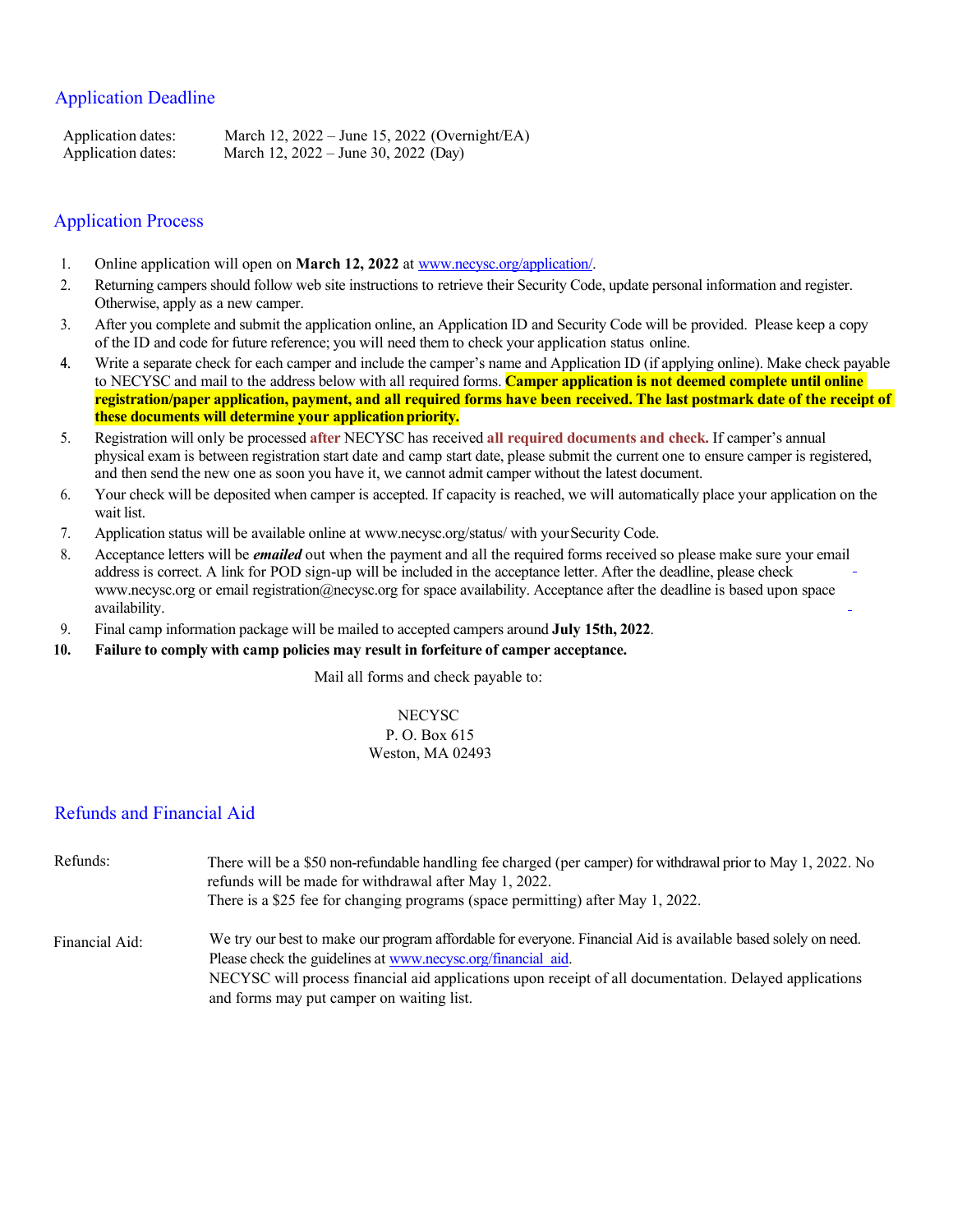## Application Deadline

| | |
|---|---|
| Application dates: | March 12, 2022 – June 15, 2022 (Overnight/EA) |
| Application dates: | March 12, 2022 – June 30, 2022 (Day) |

## Application Process

1. Online application will open on **March 12, 2022** at www.necysc.org/application/.
2. Returning campers should follow web site instructions to retrieve their Security Code, update personal information and register. Otherwise, apply as a new camper.
3. After you complete and submit the application online, an Application ID and Security Code will be provided. Please keep a copy of the ID and code for future reference; you will need them to check your application status online.
4. Write a separate check for each camper and include the camper's name and Application ID (if applying online). Make check payable to NECYSC and mail to the address below with all required forms. **Camper application is not deemed complete until online registration/paper application, payment, and all required forms have been received. The last postmark date of the receipt of these documents will determine your application priority.**
5. Registration will only be processed **after** NECYSC has received **all required documents and check.** If camper's annual physical exam is between registration start date and camp start date, please submit the current one to ensure camper is registered, and then send the new one as soon you have it, we cannot admit camper without the latest document.
6. Your check will be deposited when camper is accepted. If capacity is reached, we will automatically place your application on the wait list.
7. Application status will be available online at www.necysc.org/status/ with your Security Code.
8. Acceptance letters will be ***emailed*** out when the payment and all the required forms received so please make sure your email address is correct. A link for POD sign-up will be included in the acceptance letter. After the deadline, please check www.necysc.org or email registration@necysc.org for space availability. Acceptance after the deadline is based upon space availability.
9. Final camp information package will be mailed to accepted campers around **July 15th, 2022**.
10. **Failure to comply with camp policies may result in forfeiture of camper acceptance.**

Mail all forms and check payable to:

NECYSC
P. O. Box 615
Weston, MA 02493

## Refunds and Financial Aid

**Refunds:** There will be a $50 non-refundable handling fee charged (per camper) for withdrawal prior to May 1, 2022. No refunds will be made for withdrawal after May 1, 2022.
There is a $25 fee for changing programs (space permitting) after May 1, 2022.

**Financial Aid:** We try our best to make our program affordable for everyone. Financial Aid is available based solely on need. Please check the guidelines at www.necysc.org/financial_aid.
NECYSC will process financial aid applications upon receipt of all documentation. Delayed applications and forms may put camper on waiting list.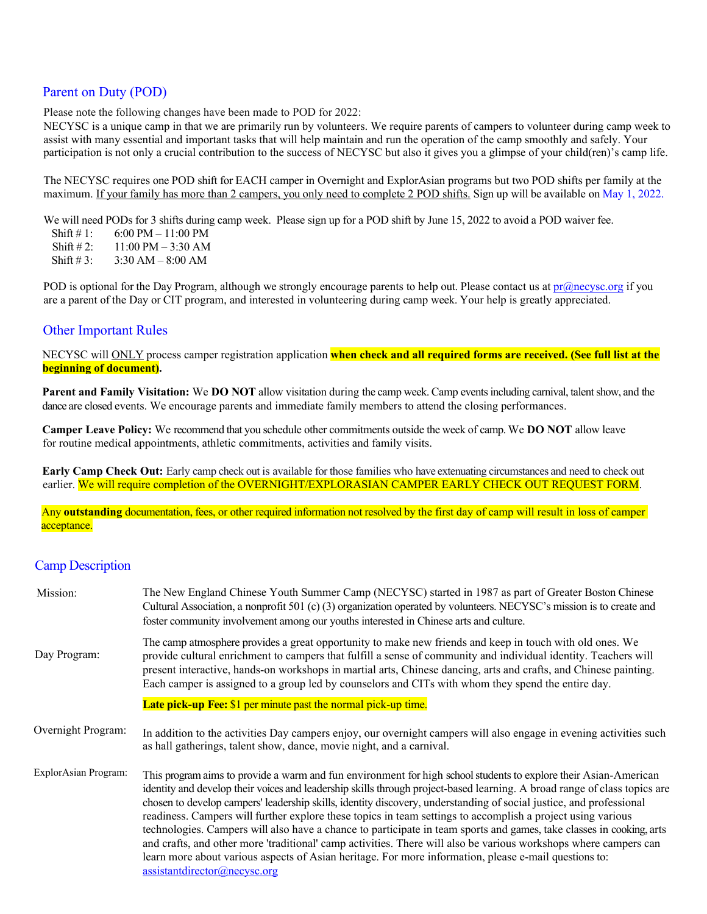## Parent on Duty (POD)

Please note the following changes have been made to POD for 2022:
NECYSC is a unique camp in that we are primarily run by volunteers. We require parents of campers to volunteer during camp week to assist with many essential and important tasks that will help maintain and run the operation of the camp smoothly and safely. Your participation is not only a crucial contribution to the success of NECYSC but also it gives you a glimpse of your child(ren)'s camp life.

The NECYSC requires one POD shift for EACH camper in Overnight and ExplorAsian programs but two POD shifts per family at the maximum. If your family has more than 2 campers, you only need to complete 2 POD shifts. Sign up will be available on May 1, 2022.

We will need PODs for 3 shifts during camp week. Please sign up for a POD shift by June 15, 2022 to avoid a POD waiver fee.

- Shift # 1: 6:00 PM – 11:00 PM
- Shift # 2: 11:00 PM – 3:30 AM
- Shift # 3: 3:30 AM – 8:00 AM

POD is optional for the Day Program, although we strongly encourage parents to help out. Please contact us at pr@necysc.org if you are a parent of the Day or CIT program, and interested in volunteering during camp week. Your help is greatly appreciated.

## Other Important Rules

NECYSC will ONLY process camper registration application **when check and all required forms are received. (See full list at the beginning of document).**

**Parent and Family Visitation:** We **DO NOT** allow visitation during the camp week. Camp events including carnival, talent show, and the dance are closed events. We encourage parents and immediate family members to attend the closing performances.

**Camper Leave Policy:** We recommend that you schedule other commitments outside the week of camp. We **DO NOT** allow leave for routine medical appointments, athletic commitments, activities and family visits.

**Early Camp Check Out:** Early camp check out is available for those families who have extenuating circumstances and need to check out earlier. We will require completion of the OVERNIGHT/EXPLORASIAN CAMPER EARLY CHECK OUT REQUEST FORM.

Any **outstanding** documentation, fees, or other required information not resolved by the first day of camp will result in loss of camper acceptance.

## Camp Description

| | |
|---|---|
| Mission: | The New England Chinese Youth Summer Camp (NECYSC) started in 1987 as part of Greater Boston Chinese Cultural Association, a nonprofit 501 (c) (3) organization operated by volunteers. NECYSC's mission is to create and foster community involvement among our youths interested in Chinese arts and culture. |
| Day Program: | The camp atmosphere provides a great opportunity to make new friends and keep in touch with old ones. We provide cultural enrichment to campers that fulfill a sense of community and individual identity. Teachers will present interactive, hands-on workshops in martial arts, Chinese dancing, arts and crafts, and Chinese painting. Each camper is assigned to a group led by counselors and CITs with whom they spend the entire day. **Late pick-up Fee:** $1 per minute past the normal pick-up time. |
| Overnight Program: | In addition to the activities Day campers enjoy, our overnight campers will also engage in evening activities such as hall gatherings, talent show, dance, movie night, and a carnival. |
| ExplorAsian Program: | This program aims to provide a warm and fun environment for high school students to explore their Asian-American identity and develop their voices and leadership skills through project-based learning. A broad range of class topics are chosen to develop campers' leadership skills, identity discovery, understanding of social justice, and professional readiness. Campers will further explore these topics in team settings to accomplish a project using various technologies. Campers will also have a chance to participate in team sports and games, take classes in cooking, arts and crafts, and other more 'traditional' camp activities. There will also be various workshops where campers can learn more about various aspects of Asian heritage. For more information, please e-mail questions to: assistantdirector@necysc.org |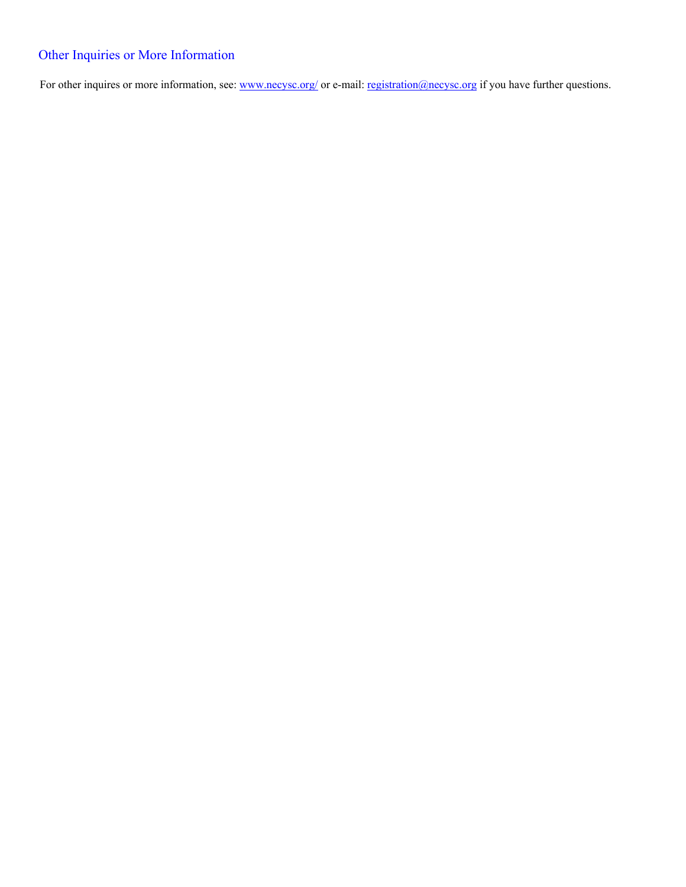## Other Inquiries or More Information

For other inquires or more information, see: [www.necysc.org/](http://www.necysc.org/) or e-mail: [registration@necysc.org](mailto:registration@necysc.org) if you have further questions.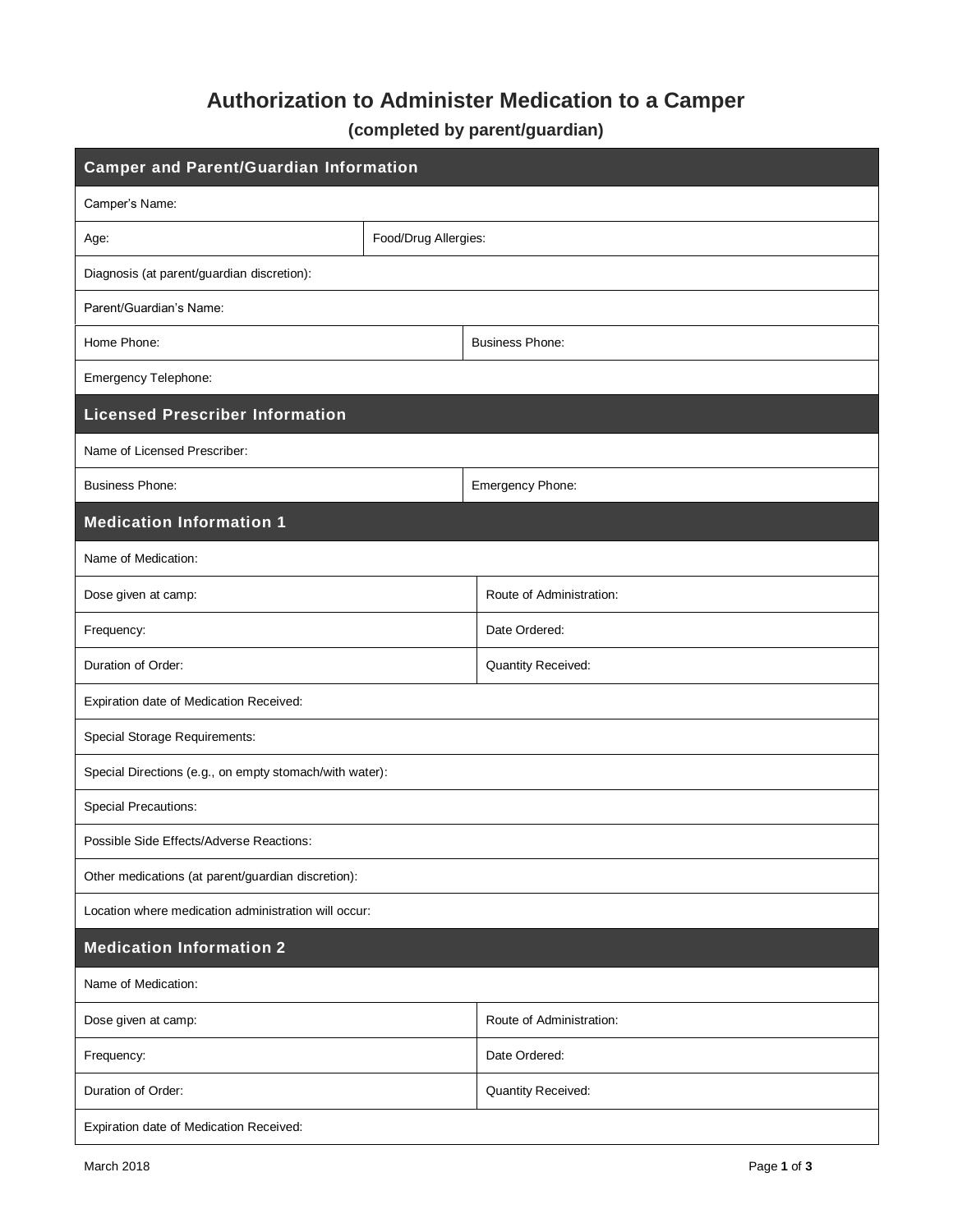# Authorization to Administer Medication to a Camper

**(completed by parent/guardian)**

| Camper and Parent/Guardian Information | |
|---|---|
| Camper's Name: | |
| Age: | Food/Drug Allergies: |
| Diagnosis (at parent/guardian discretion): | |
| Parent/Guardian's Name: | |
| Home Phone: | Business Phone: |
| Emergency Telephone: | |

| Licensed Prescriber Information | |
|---|---|
| Name of Licensed Prescriber: | |
| Business Phone: | Emergency Phone: |

| Medication Information 1 | |
|---|---|
| Name of Medication: | |
| Dose given at camp: | Route of Administration: |
| Frequency: | Date Ordered: |
| Duration of Order: | Quantity Received: |
| Expiration date of Medication Received: | |
| Special Storage Requirements: | |
| Special Directions (e.g., on empty stomach/with water): | |
| Special Precautions: | |
| Possible Side Effects/Adverse Reactions: | |
| Other medications (at parent/guardian discretion): | |
| Location where medication administration will occur: | |

| Medication Information 2 | |
|---|---|
| Name of Medication: | |
| Dose given at camp: | Route of Administration: |
| Frequency: | Date Ordered: |
| Duration of Order: | Quantity Received: |
| Expiration date of Medication Received: | |

March 2018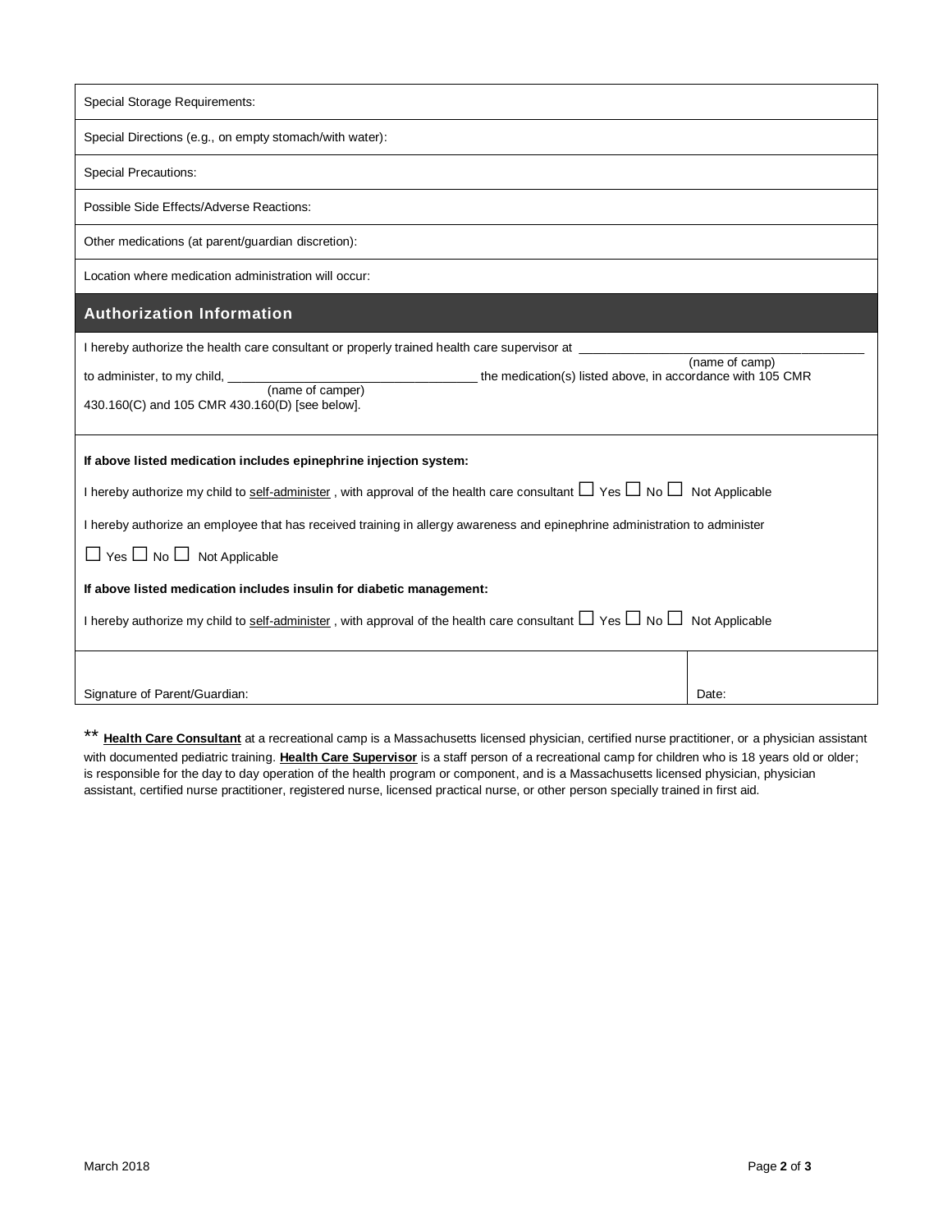| |
|---|
| Special Storage Requirements: |
| Special Directions (e.g., on empty stomach/with water): |
| Special Precautions: |
| Possible Side Effects/Adverse Reactions: |
| Other medications (at parent/guardian discretion): |
| Location where medication administration will occur: |

## Authorization Information

I hereby authorize the health care consultant or properly trained health care supervisor at _______________________________________ (name of camp) to administer, to my child, ___________________________________ (name of camper) the medication(s) listed above, in accordance with 105 CMR 430.160(C) and 105 CMR 430.160(D) [see below].

**If above listed medication includes epinephrine injection system:**

I hereby authorize my child to self-administer , with approval of the health care consultant ☐ Yes ☐ No ☐ Not Applicable

I hereby authorize an employee that has received training in allergy awareness and epinephrine administration to administer

☐ Yes ☐ No ☐ Not Applicable

**If above listed medication includes insulin for diabetic management:**

I hereby authorize my child to self-administer , with approval of the health care consultant ☐ Yes ☐ No ☐ Not Applicable

| Signature of Parent/Guardian: | Date: |
|---|---|

** **Health Care Consultant** at a recreational camp is a Massachusetts licensed physician, certified nurse practitioner, or a physician assistant with documented pediatric training. **Health Care Supervisor** is a staff person of a recreational camp for children who is 18 years old or older; is responsible for the day to day operation of the health program or component, and is a Massachusetts licensed physician, physician assistant, certified nurse practitioner, registered nurse, licensed practical nurse, or other person specially trained in first aid.

March 2018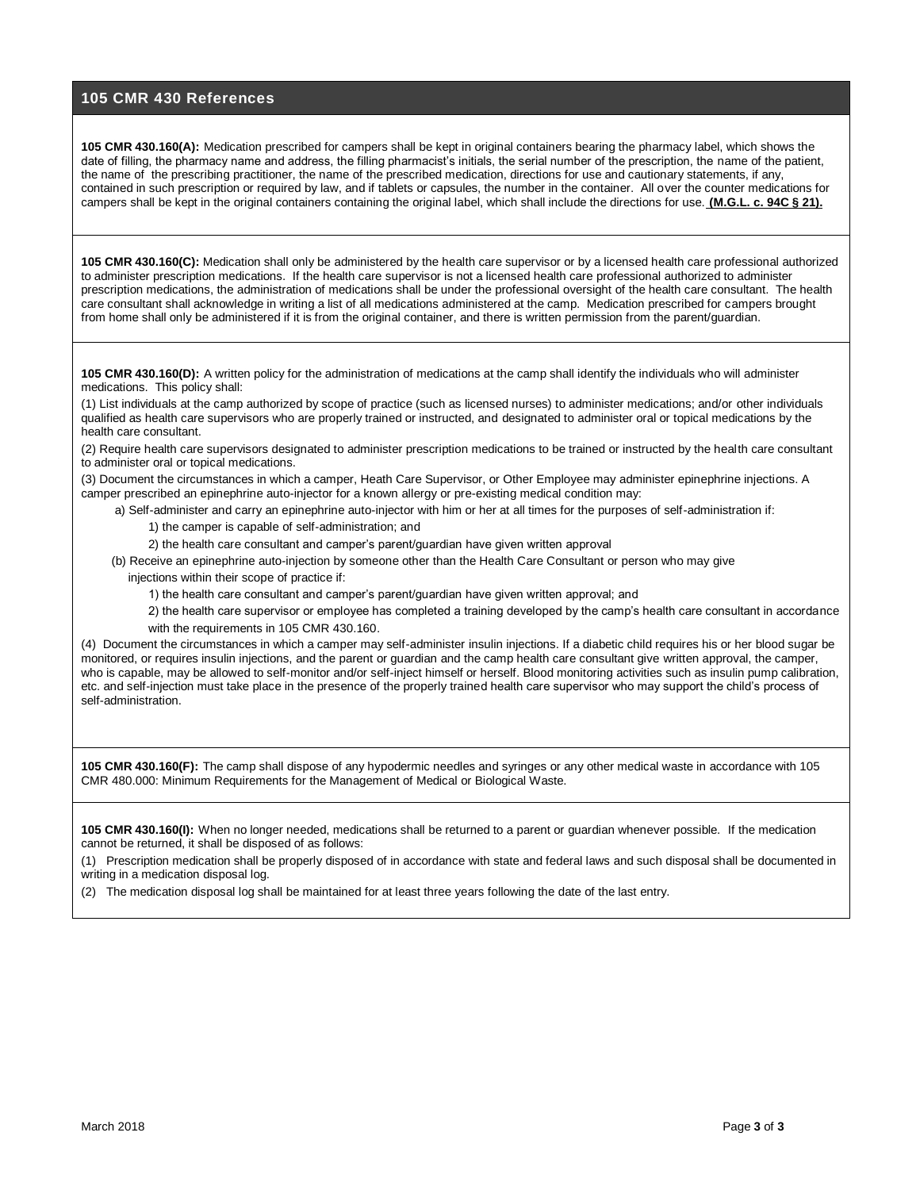## 105 CMR 430 References

**105 CMR 430.160(A):** Medication prescribed for campers shall be kept in original containers bearing the pharmacy label, which shows the date of filling, the pharmacy name and address, the filling pharmacist's initials, the serial number of the prescription, the name of the patient, the name of the prescribing practitioner, the name of the prescribed medication, directions for use and cautionary statements, if any, contained in such prescription or required by law, and if tablets or capsules, the number in the container. All over the counter medications for campers shall be kept in the original containers containing the original label, which shall include the directions for use. **(M.G.L. c. 94C § 21).**

**105 CMR 430.160(C):** Medication shall only be administered by the health care supervisor or by a licensed health care professional authorized to administer prescription medications. If the health care supervisor is not a licensed health care professional authorized to administer prescription medications, the administration of medications shall be under the professional oversight of the health care consultant. The health care consultant shall acknowledge in writing a list of all medications administered at the camp. Medication prescribed for campers brought from home shall only be administered if it is from the original container, and there is written permission from the parent/guardian.

**105 CMR 430.160(D):** A written policy for the administration of medications at the camp shall identify the individuals who will administer medications. This policy shall:

(1) List individuals at the camp authorized by scope of practice (such as licensed nurses) to administer medications; and/or other individuals qualified as health care supervisors who are properly trained or instructed, and designated to administer oral or topical medications by the health care consultant.

(2) Require health care supervisors designated to administer prescription medications to be trained or instructed by the health care consultant to administer oral or topical medications.

(3) Document the circumstances in which a camper, Heath Care Supervisor, or Other Employee may administer epinephrine injections. A camper prescribed an epinephrine auto-injector for a known allergy or pre-existing medical condition may:

- a) Self-administer and carry an epinephrine auto-injector with him or her at all times for the purposes of self-administration if:
  - 1) the camper is capable of self-administration; and
  - 2) the health care consultant and camper's parent/guardian have given written approval
- (b) Receive an epinephrine auto-injection by someone other than the Health Care Consultant or person who may give injections within their scope of practice if:
  - 1) the health care consultant and camper's parent/guardian have given written approval; and
  - 2) the health care supervisor or employee has completed a training developed by the camp's health care consultant in accordance with the requirements in 105 CMR 430.160.

(4) Document the circumstances in which a camper may self-administer insulin injections. If a diabetic child requires his or her blood sugar be monitored, or requires insulin injections, and the parent or guardian and the camp health care consultant give written approval, the camper, who is capable, may be allowed to self-monitor and/or self-inject himself or herself. Blood monitoring activities such as insulin pump calibration, etc. and self-injection must take place in the presence of the properly trained health care supervisor who may support the child's process of self-administration.

**105 CMR 430.160(F):** The camp shall dispose of any hypodermic needles and syringes or any other medical waste in accordance with 105 CMR 480.000: Minimum Requirements for the Management of Medical or Biological Waste.

**105 CMR 430.160(I):** When no longer needed, medications shall be returned to a parent or guardian whenever possible. If the medication cannot be returned, it shall be disposed of as follows:

(1) Prescription medication shall be properly disposed of in accordance with state and federal laws and such disposal shall be documented in writing in a medication disposal log.

(2) The medication disposal log shall be maintained for at least three years following the date of the last entry.

March 2018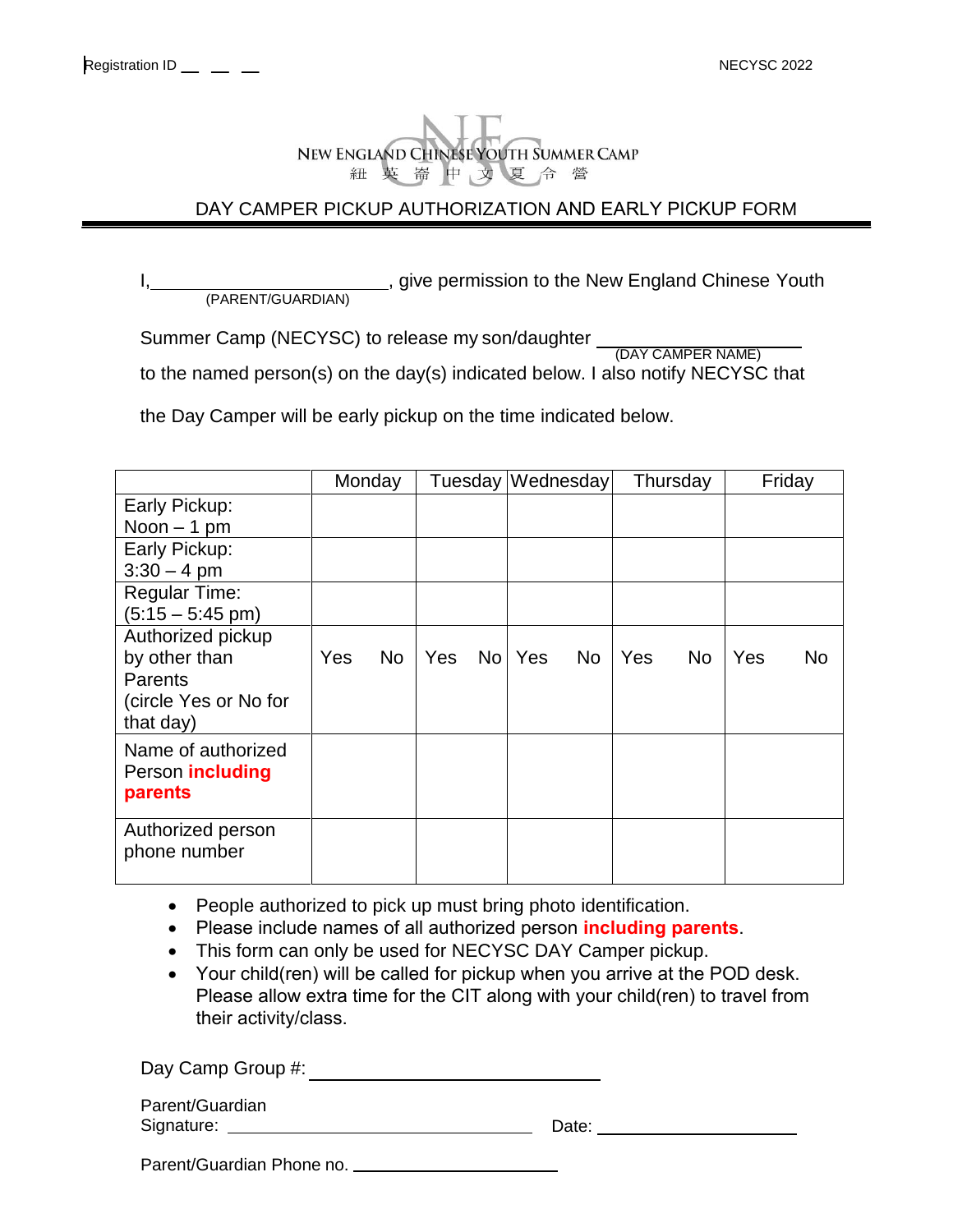Registration ID __ __ __

NECYSC 2022

NEW ENGLAND CHINESE YOUTH SUMMER CAMP
紐 英 崙 中 文 夏 令 營

## DAY CAMPER PICKUP AUTHORIZATION AND EARLY PICKUP FORM

I, __________________________ (PARENT/GUARDIAN), give permission to the New England Chinese Youth Summer Camp (NECYSC) to release my son/daughter __________________ (DAY CAMPER NAME) to the named person(s) on the day(s) indicated below. I also notify NECYSC that the Day Camper will be early pickup on the time indicated below.

| | Monday | Tuesday | Wednesday | Thursday | Friday |
|---|---|---|---|---|---|
| Early Pickup: Noon – 1 pm | | | | | |
| Early Pickup: 3:30 – 4 pm | | | | | |
| Regular Time: (5:15 – 5:45 pm) | | | | | |
| Authorized pickup by other than Parents (circle Yes or No for that day) | Yes No | Yes No | Yes No | Yes No | Yes No |
| Name of authorized Person **including parents** | | | | | |
| Authorized person phone number | | | | | |

- People authorized to pick up must bring photo identification.
- Please include names of all authorized person **including parents**.
- This form can only be used for NECYSC DAY Camper pickup.
- Your child(ren) will be called for pickup when you arrive at the POD desk. Please allow extra time for the CIT along with your child(ren) to travel from their activity/class.

Day Camp Group #: ______________________________

Parent/Guardian Signature: ______________________________ Date: ____________________

Parent/Guardian Phone no. ____________________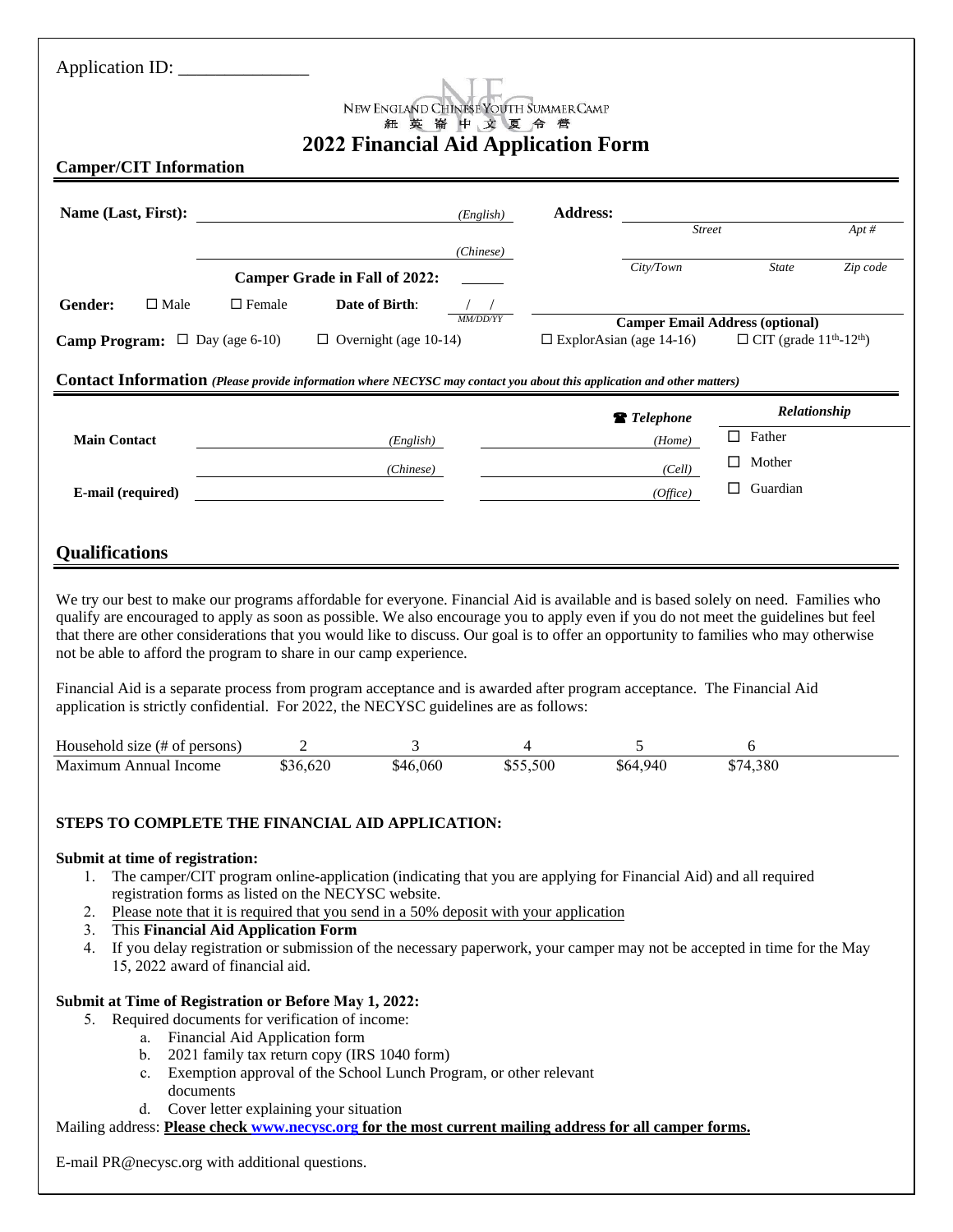Application ID: ______________

NEW ENGLAND CHINESE YOUTH SUMMER CAMP
紐 英 崙 中 文 夏 令 營

# 2022 Financial Aid Application Form

## Camper/CIT Information

**Name (Last, First):** ______________________ *(English)*

______________________ *(Chinese)*

**Camper Grade in Fall of 2022:** ______

**Gender:** ☐ Male ☐ Female **Date of Birth:** __/__/__ *MM/DD/YY*

**Address:** ______________________
*Street* *Apt #*

______________________
*City/Town* *State* *Zip code*

______________________
**Camper Email Address (optional)**

**Camp Program:** ☐ Day (age 6-10) ☐ Overnight (age 10-14) ☐ ExplorAsian (age 14-16) ☐ CIT (grade 11th-12th)

## Contact Information *(Please provide information where NECYSC may contact you about this application and other matters)*

| | | ☎ *Telephone* | *Relationship* |
|---|---|---|---|
| **Main Contact** | ______ *(English)* | ______ *(Home)* | ☐ Father |
| | ______ *(Chinese)* | ______ *(Cell)* | ☐ Mother |
| **E-mail (required)** | ______ | ______ *(Office)* | ☐ Guardian |

## Qualifications

We try our best to make our programs affordable for everyone. Financial Aid is available and is based solely on need. Families who qualify are encouraged to apply as soon as possible. We also encourage you to apply even if you do not meet the guidelines but feel that there are other considerations that you would like to discuss. Our goal is to offer an opportunity to families who may otherwise not be able to afford the program to share in our camp experience.

Financial Aid is a separate process from program acceptance and is awarded after program acceptance. The Financial Aid application is strictly confidential. For 2022, the NECYSC guidelines are as follows:

| Household size (# of persons) | 2 | 3 | 4 | 5 | 6 |
|---|---|---|---|---|---|
| Maximum Annual Income | $36,620 | $46,060 | $55,500 | $64,940 | $74,380 |

**STEPS TO COMPLETE THE FINANCIAL AID APPLICATION:**

**Submit at time of registration:**

1. The camper/CIT program online-application (indicating that you are applying for Financial Aid) and all required registration forms as listed on the NECYSC website.
2. Please note that it is required that you send in a 50% deposit with your application
3. This **Financial Aid Application Form**
4. If you delay registration or submission of the necessary paperwork, your camper may not be accepted in time for the May 15, 2022 award of financial aid.

**Submit at Time of Registration or Before May 1, 2022:**

5. Required documents for verification of income:
    a. Financial Aid Application form
    b. 2021 family tax return copy (IRS 1040 form)
    c. Exemption approval of the School Lunch Program, or other relevant documents
    d. Cover letter explaining your situation

Mailing address: **Please check www.necysc.org for the most current mailing address for all camper forms.**

E-mail PR@necysc.org with additional questions.